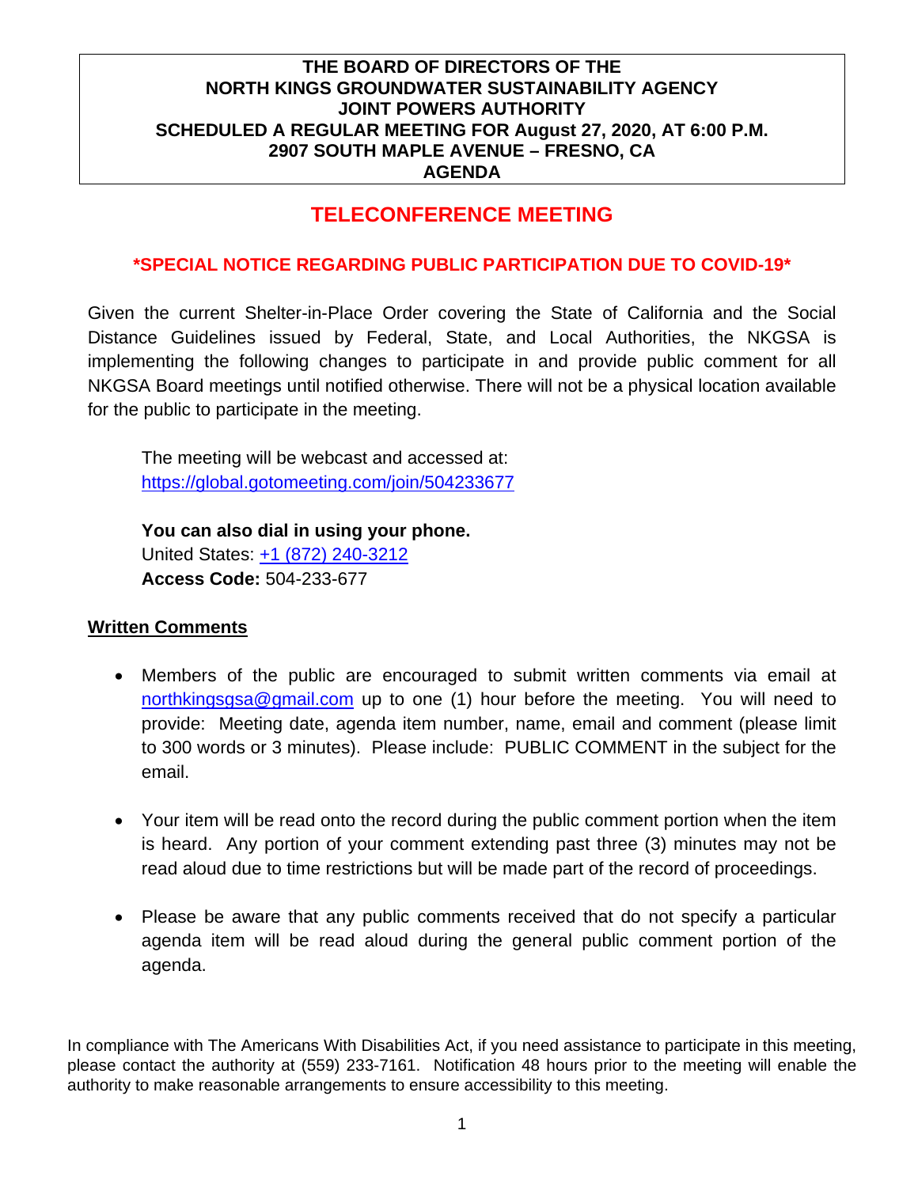**THE BOARD OF DIRECTORS OF THE**
**NORTH KINGS GROUNDWATER SUSTAINABILITY AGENCY**
**JOINT POWERS AUTHORITY**
**SCHEDULED A REGULAR MEETING FOR August 27, 2020, AT 6:00 P.M.**
**2907 SOUTH MAPLE AVENUE – FRESNO, CA**
**AGENDA**

# TELECONFERENCE MEETING

## *SPECIAL NOTICE REGARDING PUBLIC PARTICIPATION DUE TO COVID-19*

Given the current Shelter-in-Place Order covering the State of California and the Social Distance Guidelines issued by Federal, State, and Local Authorities, the NKGSA is implementing the following changes to participate in and provide public comment for all NKGSA Board meetings until notified otherwise. There will not be a physical location available for the public to participate in the meeting.

The meeting will be webcast and accessed at:
https://global.gotomeeting.com/join/504233677

**You can also dial in using your phone.**
United States: +1 (872) 240-3212
**Access Code:** 504-233-677

**Written Comments**

- Members of the public are encouraged to submit written comments via email at northkingsgsa@gmail.com up to one (1) hour before the meeting. You will need to provide: Meeting date, agenda item number, name, email and comment (please limit to 300 words or 3 minutes). Please include: PUBLIC COMMENT in the subject for the email.

- Your item will be read onto the record during the public comment portion when the item is heard. Any portion of your comment extending past three (3) minutes may not be read aloud due to time restrictions but will be made part of the record of proceedings.

- Please be aware that any public comments received that do not specify a particular agenda item will be read aloud during the general public comment portion of the agenda.

In compliance with The Americans With Disabilities Act, if you need assistance to participate in this meeting, please contact the authority at (559) 233-7161. Notification 48 hours prior to the meeting will enable the authority to make reasonable arrangements to ensure accessibility to this meeting.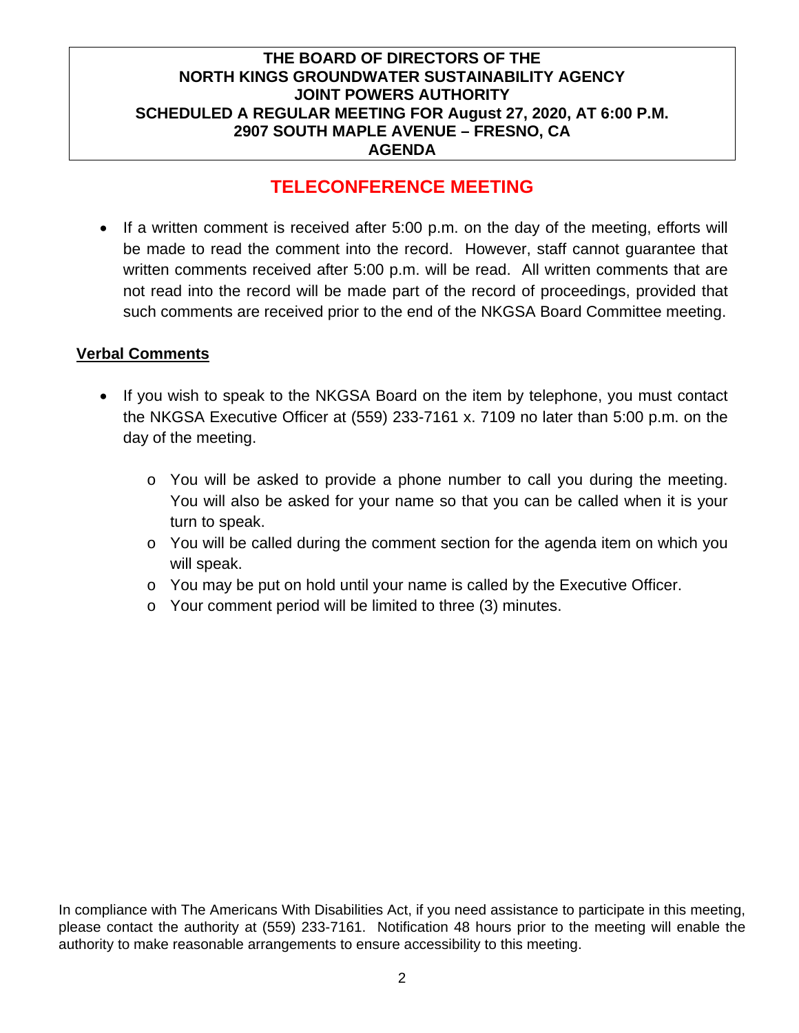**THE BOARD OF DIRECTORS OF THE**
**NORTH KINGS GROUNDWATER SUSTAINABILITY AGENCY**
**JOINT POWERS AUTHORITY**
**SCHEDULED A REGULAR MEETING FOR August 27, 2020, AT 6:00 P.M.**
**2907 SOUTH MAPLE AVENUE – FRESNO, CA**
**AGENDA**

## TELECONFERENCE MEETING

- If a written comment is received after 5:00 p.m. on the day of the meeting, efforts will be made to read the comment into the record. However, staff cannot guarantee that written comments received after 5:00 p.m. will be read. All written comments that are not read into the record will be made part of the record of proceedings, provided that such comments are received prior to the end of the NKGSA Board Committee meeting.

**Verbal Comments**

- If you wish to speak to the NKGSA Board on the item by telephone, you must contact the NKGSA Executive Officer at (559) 233-7161 x. 7109 no later than 5:00 p.m. on the day of the meeting.
  - You will be asked to provide a phone number to call you during the meeting. You will also be asked for your name so that you can be called when it is your turn to speak.
  - You will be called during the comment section for the agenda item on which you will speak.
  - You may be put on hold until your name is called by the Executive Officer.
  - Your comment period will be limited to three (3) minutes.

In compliance with The Americans With Disabilities Act, if you need assistance to participate in this meeting, please contact the authority at (559) 233-7161. Notification 48 hours prior to the meeting will enable the authority to make reasonable arrangements to ensure accessibility to this meeting.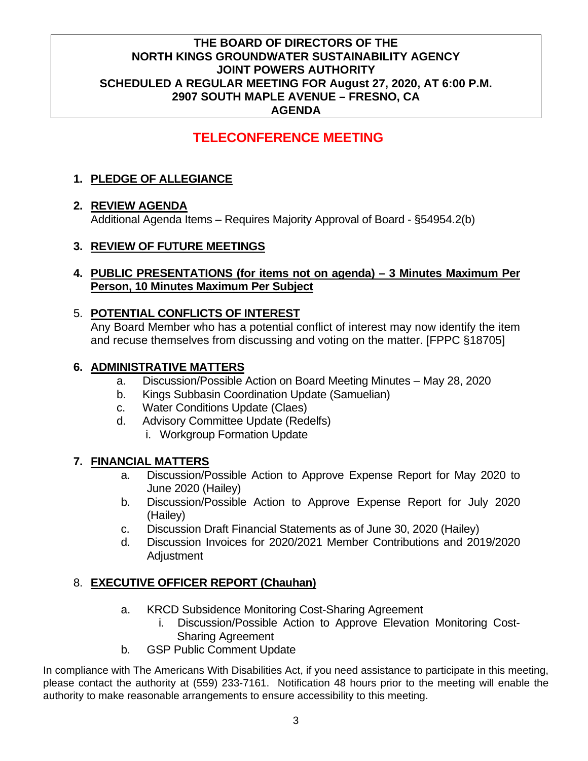**THE BOARD OF DIRECTORS OF THE**
**NORTH KINGS GROUNDWATER SUSTAINABILITY AGENCY**
**JOINT POWERS AUTHORITY**
**SCHEDULED A REGULAR MEETING FOR August 27, 2020, AT 6:00 P.M.**
**2907 SOUTH MAPLE AVENUE – FRESNO, CA**
**AGENDA**

# TELECONFERENCE MEETING

1. **PLEDGE OF ALLEGIANCE**

2. **REVIEW AGENDA**
   Additional Agenda Items – Requires Majority Approval of Board - §54954.2(b)

3. **REVIEW OF FUTURE MEETINGS**

4. **PUBLIC PRESENTATIONS (for items not on agenda) – 3 Minutes Maximum Per Person, 10 Minutes Maximum Per Subject**

5. **POTENTIAL CONFLICTS OF INTEREST**
   Any Board Member who has a potential conflict of interest may now identify the item and recuse themselves from discussing and voting on the matter. [FPPC §18705]

6. **ADMINISTRATIVE MATTERS**
   a. Discussion/Possible Action on Board Meeting Minutes – May 28, 2020
   b. Kings Subbasin Coordination Update (Samuelian)
   c. Water Conditions Update (Claes)
   d. Advisory Committee Update (Redelfs)
      i. Workgroup Formation Update

7. **FINANCIAL MATTERS**
   a. Discussion/Possible Action to Approve Expense Report for May 2020 to June 2020 (Hailey)
   b. Discussion/Possible Action to Approve Expense Report for July 2020 (Hailey)
   c. Discussion Draft Financial Statements as of June 30, 2020 (Hailey)
   d. Discussion Invoices for 2020/2021 Member Contributions and 2019/2020 Adjustment

8. **EXECUTIVE OFFICER REPORT (Chauhan)**
   a. KRCD Subsidence Monitoring Cost-Sharing Agreement
      i. Discussion/Possible Action to Approve Elevation Monitoring Cost-Sharing Agreement
   b. GSP Public Comment Update

In compliance with The Americans With Disabilities Act, if you need assistance to participate in this meeting, please contact the authority at (559) 233-7161. Notification 48 hours prior to the meeting will enable the authority to make reasonable arrangements to ensure accessibility to this meeting.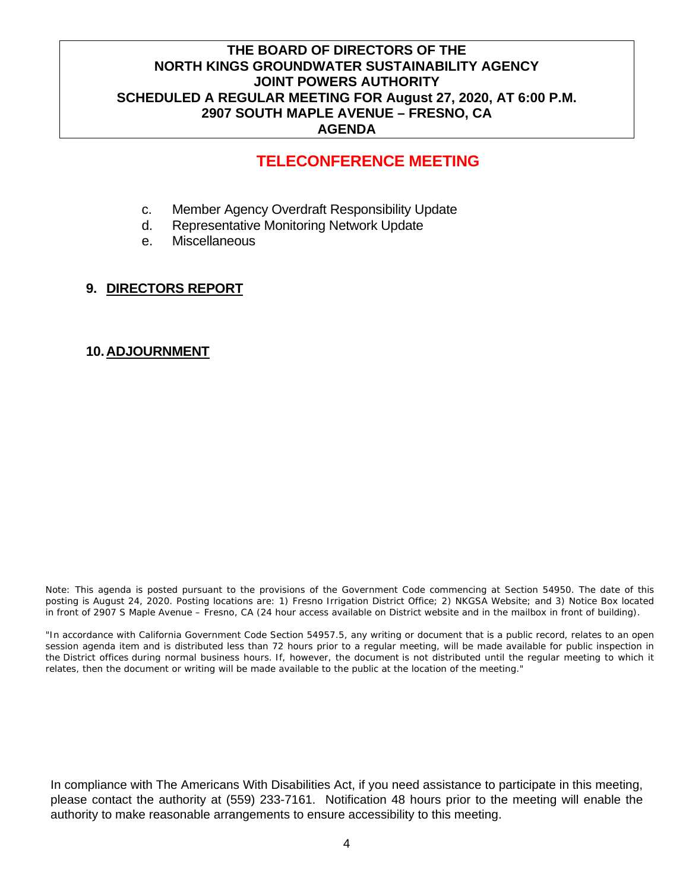**THE BOARD OF DIRECTORS OF THE**
**NORTH KINGS GROUNDWATER SUSTAINABILITY AGENCY**
**JOINT POWERS AUTHORITY**
**SCHEDULED A REGULAR MEETING FOR August 27, 2020, AT 6:00 P.M.**
**2907 SOUTH MAPLE AVENUE – FRESNO, CA**
**AGENDA**

## TELECONFERENCE MEETING

c. Member Agency Overdraft Responsibility Update
d. Representative Monitoring Network Update
e. Miscellaneous

**9. DIRECTORS REPORT**

**10. ADJOURNMENT**

Note: This agenda is posted pursuant to the provisions of the Government Code commencing at Section 54950. The date of this posting is August 24, 2020. Posting locations are: 1) Fresno Irrigation District Office; 2) NKGSA Website; and 3) Notice Box located in front of 2907 S Maple Avenue – Fresno, CA (24 hour access available on District website and in the mailbox in front of building).

"In accordance with California Government Code Section 54957.5, any writing or document that is a public record, relates to an open session agenda item and is distributed less than 72 hours prior to a regular meeting, will be made available for public inspection in the District offices during normal business hours. If, however, the document is not distributed until the regular meeting to which it relates, then the document or writing will be made available to the public at the location of the meeting."

In compliance with The Americans With Disabilities Act, if you need assistance to participate in this meeting, please contact the authority at (559) 233-7161. Notification 48 hours prior to the meeting will enable the authority to make reasonable arrangements to ensure accessibility to this meeting.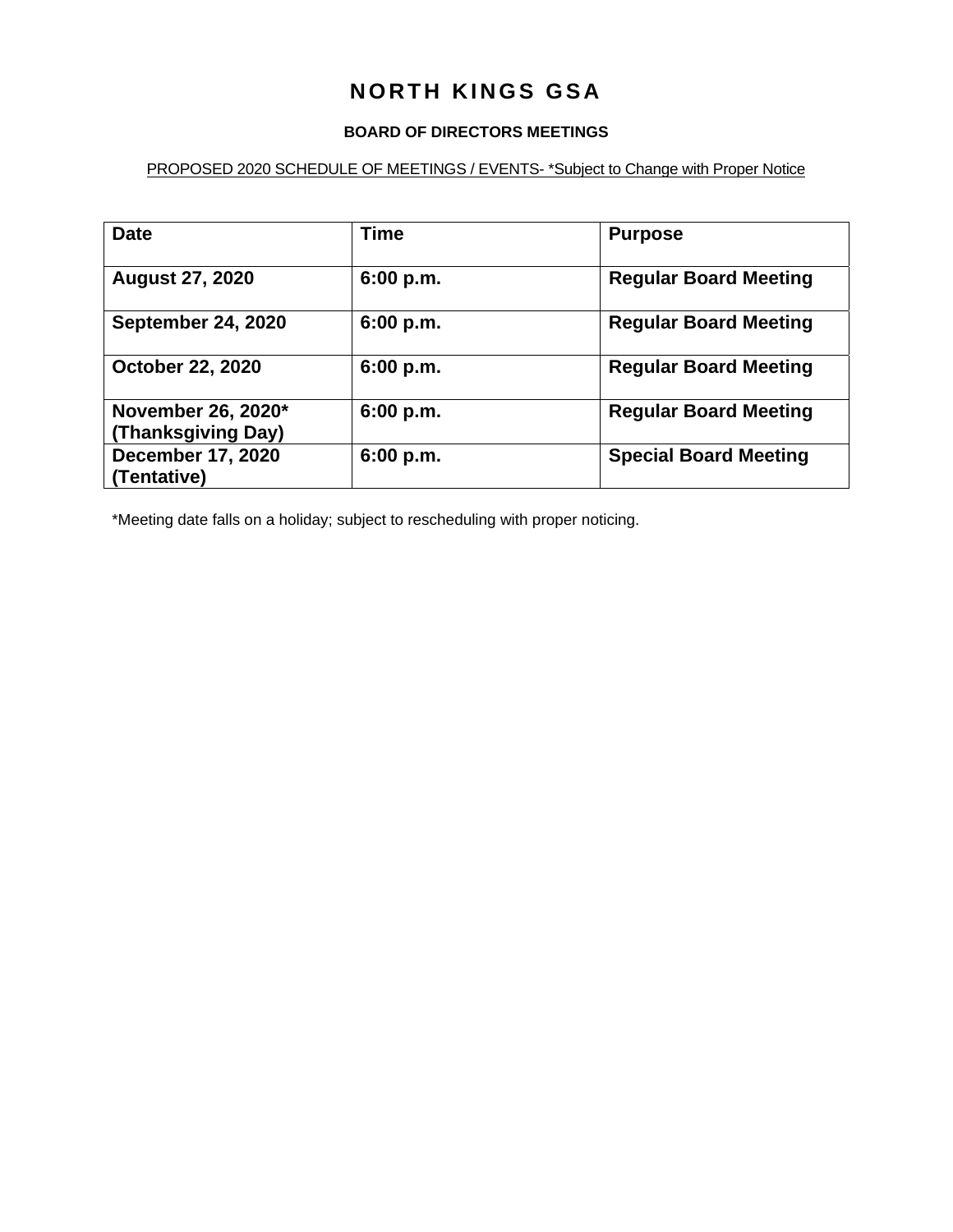# NORTH KINGS GSA

**BOARD OF DIRECTORS MEETINGS**

PROPOSED 2020 SCHEDULE OF MEETINGS / EVENTS- *Subject to Change with Proper Notice

| Date | Time | Purpose |
| --- | --- | --- |
| **August 27, 2020** | **6:00 p.m.** | **Regular Board Meeting** |
| **September 24, 2020** | **6:00 p.m.** | **Regular Board Meeting** |
| **October 22, 2020** | **6:00 p.m.** | **Regular Board Meeting** |
| **November 26, 2020* (Thanksgiving Day)** | **6:00 p.m.** | **Regular Board Meeting** |
| **December 17, 2020 (Tentative)** | **6:00 p.m.** | **Special Board Meeting** |

*Meeting date falls on a holiday; subject to rescheduling with proper noticing.